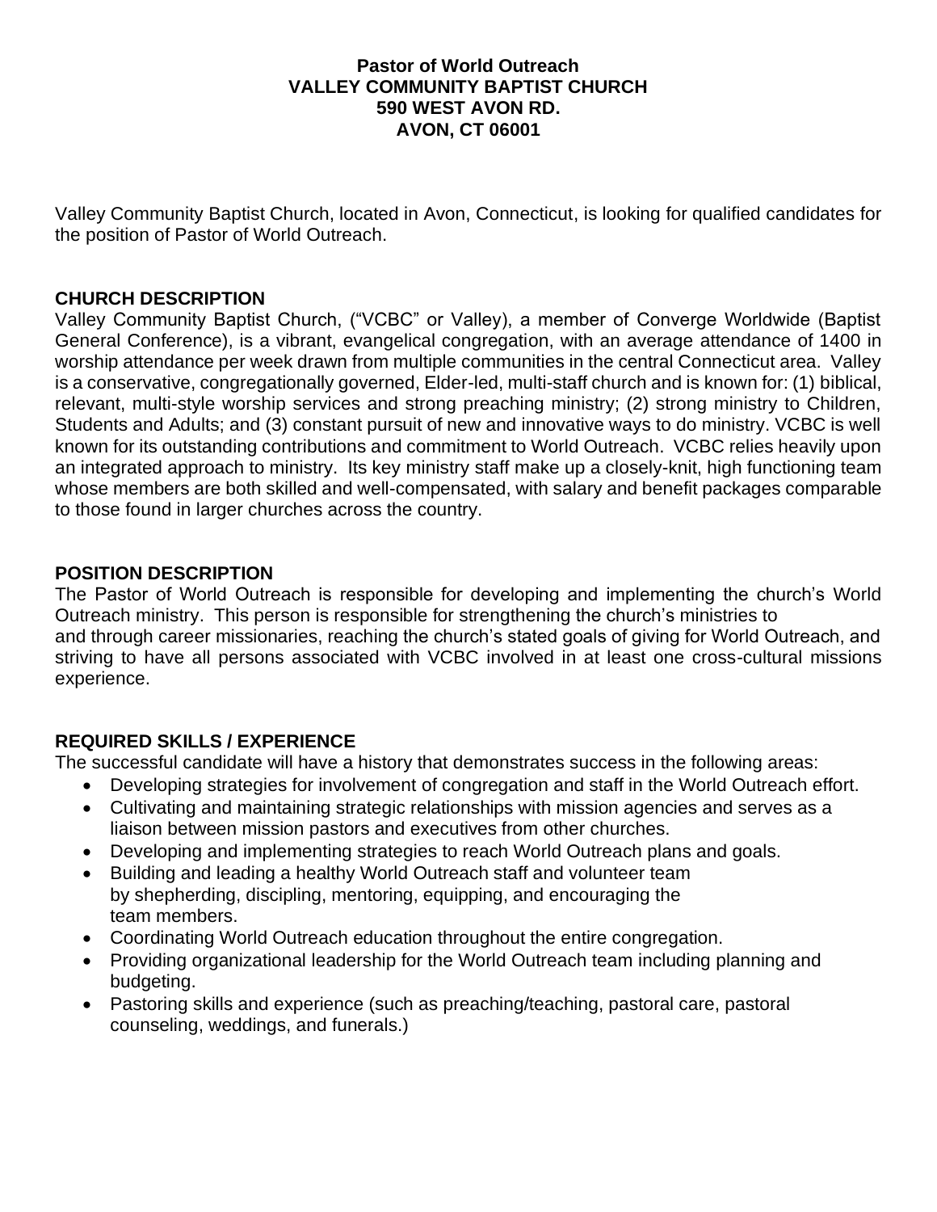**Pastor of World Outreach**
**VALLEY COMMUNITY BAPTIST CHURCH**
**590 WEST AVON RD.**
**AVON, CT 06001**

Valley Community Baptist Church, located in Avon, Connecticut, is looking for qualified candidates for the position of Pastor of World Outreach.

## CHURCH DESCRIPTION

Valley Community Baptist Church, ("VCBC" or Valley), a member of Converge Worldwide (Baptist General Conference), is a vibrant, evangelical congregation, with an average attendance of 1400 in worship attendance per week drawn from multiple communities in the central Connecticut area. Valley is a conservative, congregationally governed, Elder-led, multi-staff church and is known for: (1) biblical, relevant, multi-style worship services and strong preaching ministry; (2) strong ministry to Children, Students and Adults; and (3) constant pursuit of new and innovative ways to do ministry. VCBC is well known for its outstanding contributions and commitment to World Outreach. VCBC relies heavily upon an integrated approach to ministry. Its key ministry staff make up a closely-knit, high functioning team whose members are both skilled and well-compensated, with salary and benefit packages comparable to those found in larger churches across the country.

## POSITION DESCRIPTION

The Pastor of World Outreach is responsible for developing and implementing the church's World Outreach ministry. This person is responsible for strengthening the church's ministries to and through career missionaries, reaching the church's stated goals of giving for World Outreach, and striving to have all persons associated with VCBC involved in at least one cross-cultural missions experience.

## REQUIRED SKILLS / EXPERIENCE

The successful candidate will have a history that demonstrates success in the following areas:

- Developing strategies for involvement of congregation and staff in the World Outreach effort.
- Cultivating and maintaining strategic relationships with mission agencies and serves as a liaison between mission pastors and executives from other churches.
- Developing and implementing strategies to reach World Outreach plans and goals.
- Building and leading a healthy World Outreach staff and volunteer team by shepherding, discipling, mentoring, equipping, and encouraging the team members.
- Coordinating World Outreach education throughout the entire congregation.
- Providing organizational leadership for the World Outreach team including planning and budgeting.
- Pastoring skills and experience (such as preaching/teaching, pastoral care, pastoral counseling, weddings, and funerals.)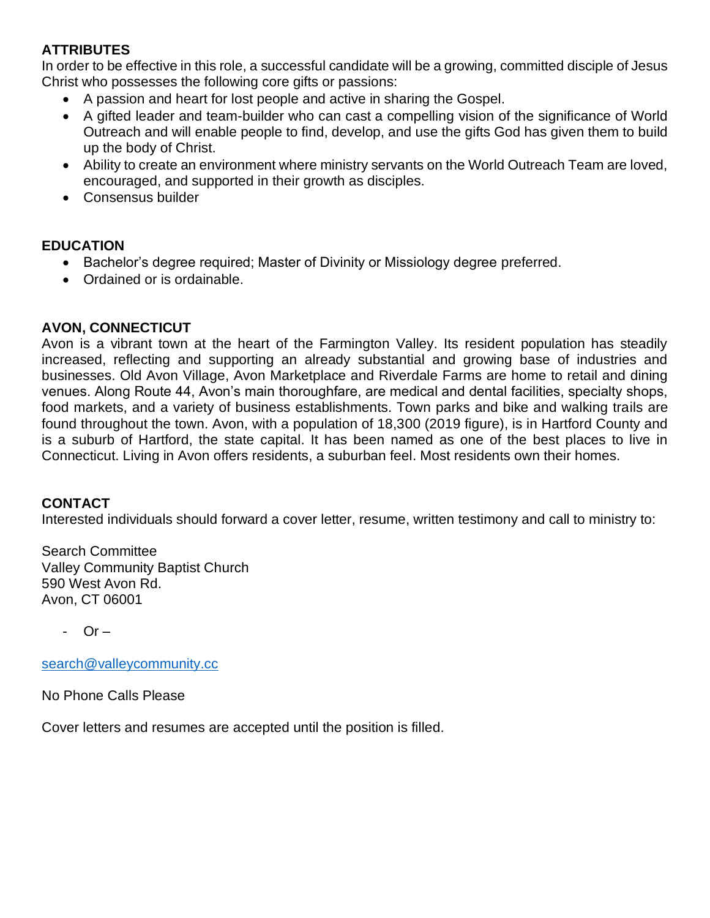**ATTRIBUTES**

In order to be effective in this role, a successful candidate will be a growing, committed disciple of Jesus Christ who possesses the following core gifts or passions:

- A passion and heart for lost people and active in sharing the Gospel.
- A gifted leader and team-builder who can cast a compelling vision of the significance of World Outreach and will enable people to find, develop, and use the gifts God has given them to build up the body of Christ.
- Ability to create an environment where ministry servants on the World Outreach Team are loved, encouraged, and supported in their growth as disciples.
- Consensus builder

**EDUCATION**

- Bachelor's degree required; Master of Divinity or Missiology degree preferred.
- Ordained or is ordainable.

**AVON, CONNECTICUT**

Avon is a vibrant town at the heart of the Farmington Valley. Its resident population has steadily increased, reflecting and supporting an already substantial and growing base of industries and businesses. Old Avon Village, Avon Marketplace and Riverdale Farms are home to retail and dining venues. Along Route 44, Avon's main thoroughfare, are medical and dental facilities, specialty shops, food markets, and a variety of business establishments. Town parks and bike and walking trails are found throughout the town. Avon, with a population of 18,300 (2019 figure), is in Hartford County and is a suburb of Hartford, the state capital. It has been named as one of the best places to live in Connecticut. Living in Avon offers residents, a suburban feel. Most residents own their homes.

**CONTACT**

Interested individuals should forward a cover letter, resume, written testimony and call to ministry to:

Search Committee
Valley Community Baptist Church
590 West Avon Rd.
Avon, CT 06001

- Or –

search@valleycommunity.cc

No Phone Calls Please

Cover letters and resumes are accepted until the position is filled.